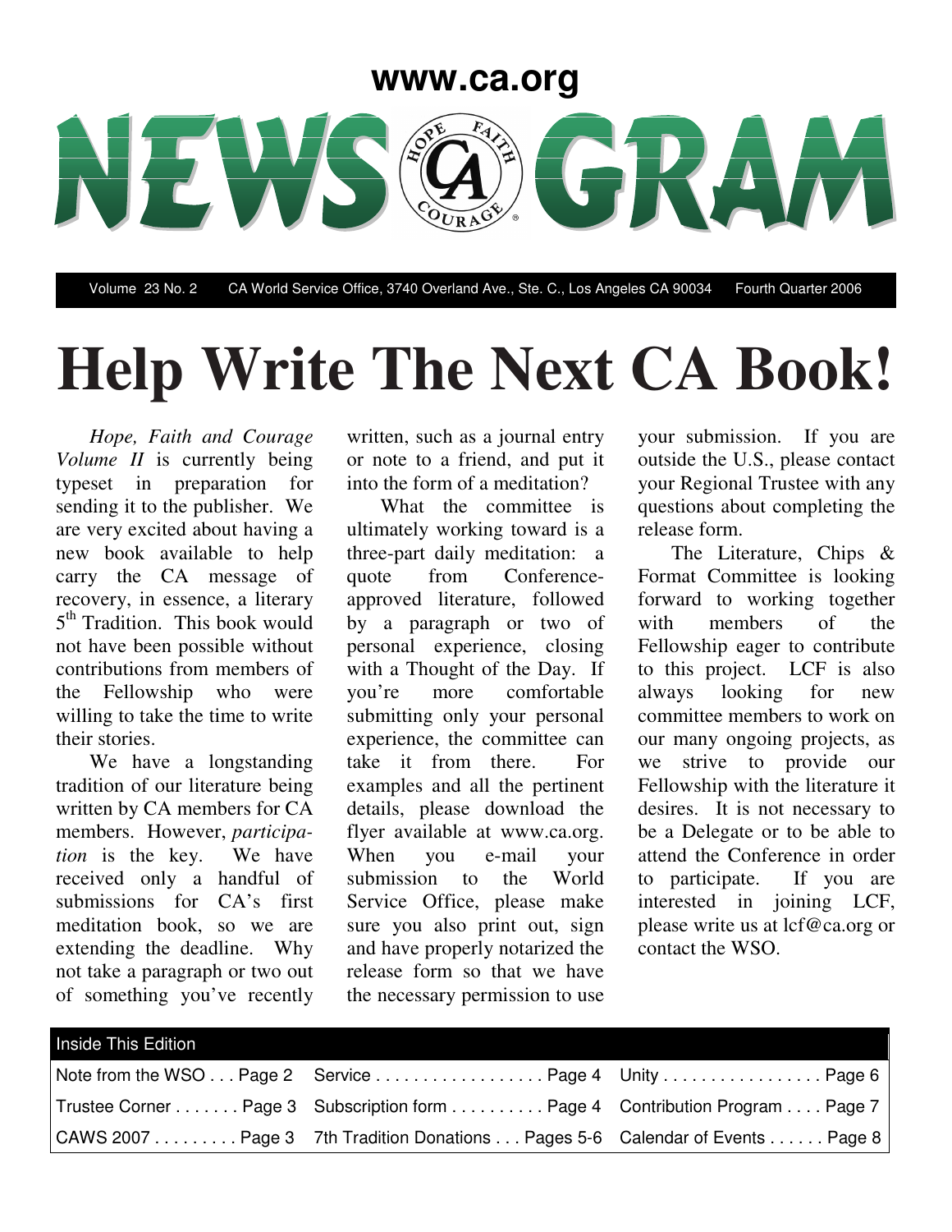www.ca.org

# NEWS GRAM

Volume 23 No. 2 CA World Service Office, 3740 Overland Ave., Ste. C., Los Angeles CA 90034 Fourth Quarter 2006

# Help Write The Next CA Book!

*Hope, Faith and Courage Volume II* is currently being typeset in preparation for sending it to the publisher. We are very excited about having a new book available to help carry the CA message of recovery, in essence, a literary 5th Tradition. This book would not have been possible without contributions from members of the Fellowship who were willing to take the time to write their stories.

We have a longstanding tradition of our literature being written by CA members for CA members. However, *participation* is the key. We have received only a handful of submissions for CA's first meditation book, so we are extending the deadline. Why not take a paragraph or two out of something you've recently written, such as a journal entry or note to a friend, and put it into the form of a meditation?

What the committee is ultimately working toward is a three-part daily meditation: a quote from Conference-approved literature, followed by a paragraph or two of personal experience, closing with a Thought of the Day. If you're more comfortable submitting only your personal experience, the committee can take it from there. For examples and all the pertinent details, please download the flyer available at www.ca.org. When you e-mail your submission to the World Service Office, please make sure you also print out, sign and have properly notarized the release form so that we have the necessary permission to use your submission. If you are outside the U.S., please contact your Regional Trustee with any questions about completing the release form.

The Literature, Chips & Format Committee is looking forward to working together with members of the Fellowship eager to contribute to this project. LCF is also always looking for new committee members to work on our many ongoing projects, as we strive to provide our Fellowship with the literature it desires. It is not necessary to be a Delegate or to be able to attend the Conference in order to participate. If you are interested in joining LCF, please write us at lcf@ca.org or contact the WSO.

| Inside This Edition | | |
|---|---|---|
| Note from the WSO . . . Page 2 | Service . . . . . . . . . . . . . . . . . . Page 4 | Unity . . . . . . . . . . . . . . . . . Page 6 |
| Trustee Corner . . . . . . . Page 3 | Subscription form . . . . . . . . . . Page 4 | Contribution Program . . . . Page 7 |
| CAWS 2007 . . . . . . . . . Page 3 | 7th Tradition Donations . . . Pages 5-6 | Calendar of Events . . . . . . Page 8 |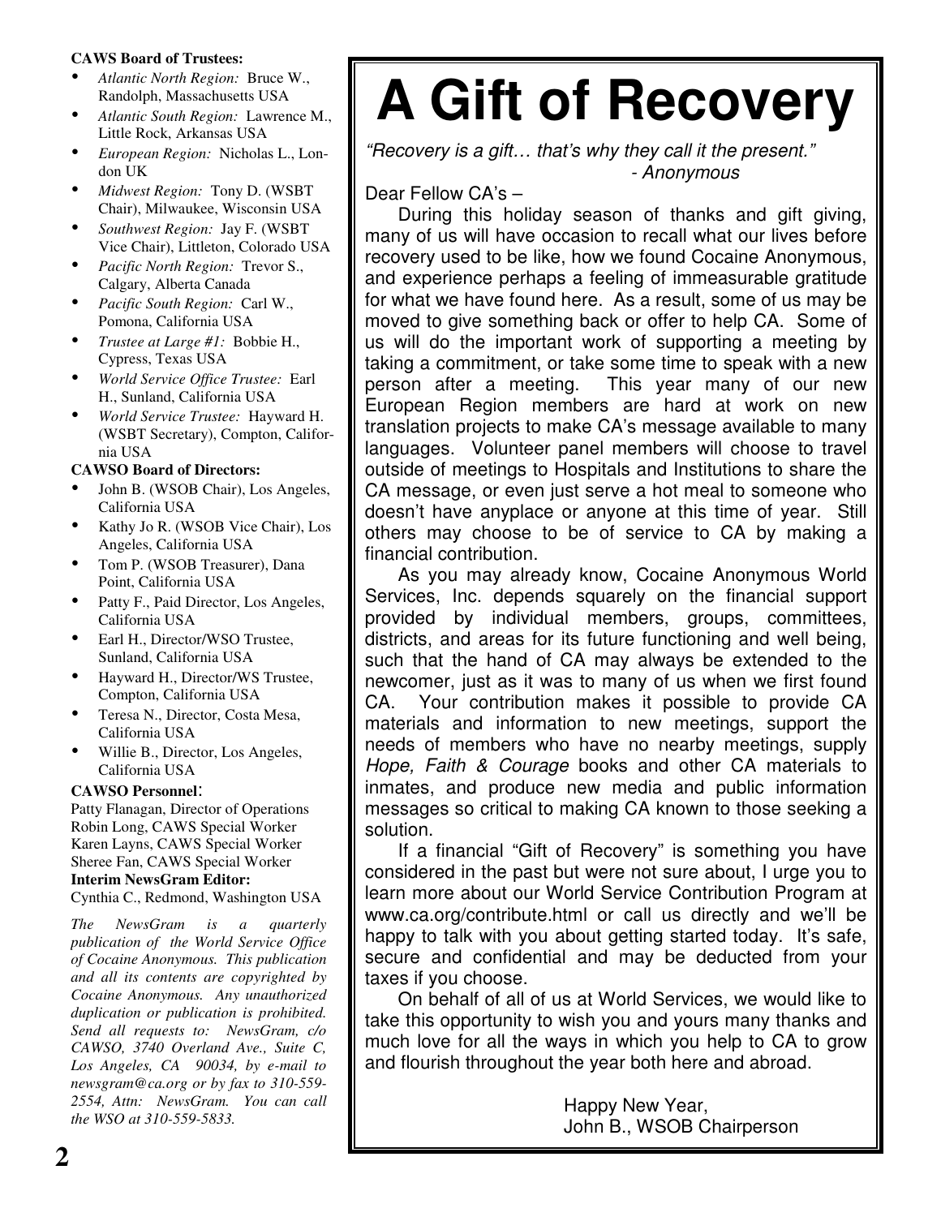**CAWS Board of Trustees:**

- *Atlantic North Region:* Bruce W., Randolph, Massachusetts USA
- *Atlantic South Region:* Lawrence M., Little Rock, Arkansas USA
- *European Region:* Nicholas L., London UK
- *Midwest Region:* Tony D. (WSBT Chair), Milwaukee, Wisconsin USA
- *Southwest Region:* Jay F. (WSBT Vice Chair), Littleton, Colorado USA
- *Pacific North Region:* Trevor S., Calgary, Alberta Canada
- *Pacific South Region:* Carl W., Pomona, California USA
- *Trustee at Large #1:* Bobbie H., Cypress, Texas USA
- *World Service Office Trustee:* Earl H., Sunland, California USA
- *World Service Trustee:* Hayward H. (WSBT Secretary), Compton, California USA

**CAWSO Board of Directors:**

- John B. (WSOB Chair), Los Angeles, California USA
- Kathy Jo R. (WSOB Vice Chair), Los Angeles, California USA
- Tom P. (WSOB Treasurer), Dana Point, California USA
- Patty F., Paid Director, Los Angeles, California USA
- Earl H., Director/WSO Trustee, Sunland, California USA
- Hayward H., Director/WS Trustee, Compton, California USA
- Teresa N., Director, Costa Mesa, California USA
- Willie B., Director, Los Angeles, California USA

**CAWSO Personnel**:

Patty Flanagan, Director of Operations
Robin Long, CAWS Special Worker
Karen Layns, CAWS Special Worker
Sheree Fan, CAWS Special Worker

**Interim NewsGram Editor:**

Cynthia C., Redmond, Washington USA

*The NewsGram is a quarterly publication of the World Service Office of Cocaine Anonymous. This publication and all its contents are copyrighted by Cocaine Anonymous. Any unauthorized duplication or publication is prohibited. Send all requests to: NewsGram, c/o CAWSO, 3740 Overland Ave., Suite C, Los Angeles, CA 90034, by e-mail to newsgram@ca.org or by fax to 310-559-2554, Attn: NewsGram. You can call the WSO at 310-559-5833.*

# A Gift of Recovery

*"Recovery is a gift… that's why they call it the present."*
*- Anonymous*

Dear Fellow CA's –

During this holiday season of thanks and gift giving, many of us will have occasion to recall what our lives before recovery used to be like, how we found Cocaine Anonymous, and experience perhaps a feeling of immeasurable gratitude for what we have found here. As a result, some of us may be moved to give something back or offer to help CA. Some of us will do the important work of supporting a meeting by taking a commitment, or take some time to speak with a new person after a meeting. This year many of our new European Region members are hard at work on new translation projects to make CA's message available to many languages. Volunteer panel members will choose to travel outside of meetings to Hospitals and Institutions to share the CA message, or even just serve a hot meal to someone who doesn't have anyplace or anyone at this time of year. Still others may choose to be of service to CA by making a financial contribution.

As you may already know, Cocaine Anonymous World Services, Inc. depends squarely on the financial support provided by individual members, groups, committees, districts, and areas for its future functioning and well being, such that the hand of CA may always be extended to the newcomer, just as it was to many of us when we first found CA. Your contribution makes it possible to provide CA materials and information to new meetings, support the needs of members who have no nearby meetings, supply *Hope, Faith & Courage* books and other CA materials to inmates, and produce new media and public information messages so critical to making CA known to those seeking a solution.

If a financial "Gift of Recovery" is something you have considered in the past but were not sure about, I urge you to learn more about our World Service Contribution Program at www.ca.org/contribute.html or call us directly and we'll be happy to talk with you about getting started today. It's safe, secure and confidential and may be deducted from your taxes if you choose.

On behalf of all of us at World Services, we would like to take this opportunity to wish you and yours many thanks and much love for all the ways in which you help to CA to grow and flourish throughout the year both here and abroad.

Happy New Year,
John B., WSOB Chairperson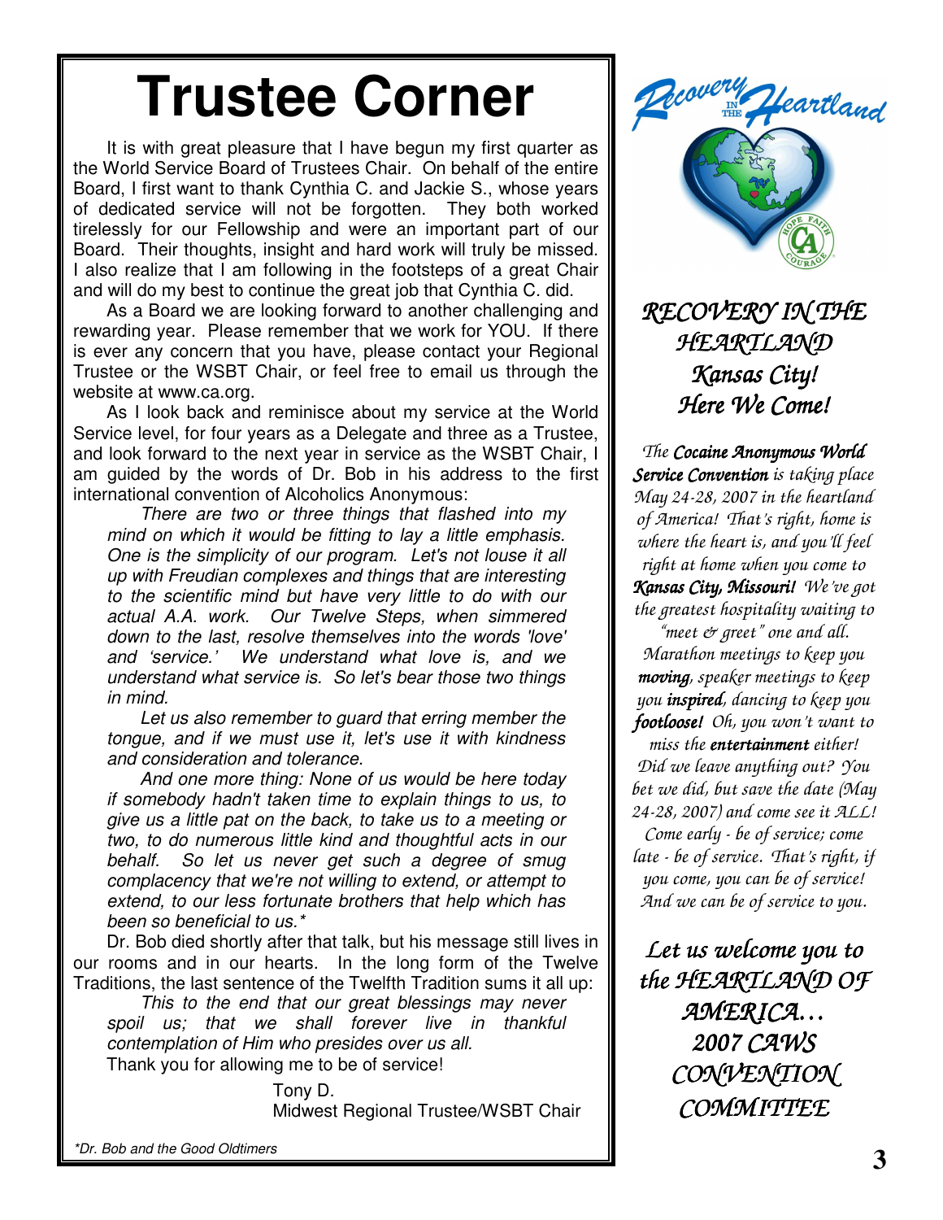# Trustee Corner

It is with great pleasure that I have begun my first quarter as the World Service Board of Trustees Chair. On behalf of the entire Board, I first want to thank Cynthia C. and Jackie S., whose years of dedicated service will not be forgotten. They both worked tirelessly for our Fellowship and were an important part of our Board. Their thoughts, insight and hard work will truly be missed. I also realize that I am following in the footsteps of a great Chair and will do my best to continue the great job that Cynthia C. did.

As a Board we are looking forward to another challenging and rewarding year. Please remember that we work for YOU. If there is ever any concern that you have, please contact your Regional Trustee or the WSBT Chair, or feel free to email us through the website at www.ca.org.

As I look back and reminisce about my service at the World Service level, for four years as a Delegate and three as a Trustee, and look forward to the next year in service as the WSBT Chair, I am guided by the words of Dr. Bob in his address to the first international convention of Alcoholics Anonymous:

> *There are two or three things that flashed into my mind on which it would be fitting to lay a little emphasis. One is the simplicity of our program. Let's not louse it all up with Freudian complexes and things that are interesting to the scientific mind but have very little to do with our actual A.A. work. Our Twelve Steps, when simmered down to the last, resolve themselves into the words 'love' and 'service.' We understand what love is, and we understand what service is. So let's bear those two things in mind.*
>
> *Let us also remember to guard that erring member the tongue, and if we must use it, let's use it with kindness and consideration and tolerance.*
>
> *And one more thing: None of us would be here today if somebody hadn't taken time to explain things to us, to give us a little pat on the back, to take us to a meeting or two, to do numerous little kind and thoughtful acts in our behalf. So let us never get such a degree of smug complacency that we're not willing to extend, or attempt to extend, to our less fortunate brothers that help which has been so beneficial to us.**

Dr. Bob died shortly after that talk, but his message still lives in our rooms and in our hearts. In the long form of the Twelve Traditions, the last sentence of the Twelfth Tradition sums it all up:

> *This to the end that our great blessings may never spoil us; that we shall forever live in thankful contemplation of Him who presides over us all.*

Thank you for allowing me to be of service!

Tony D.
Midwest Regional Trustee/WSBT Chair

*\*Dr. Bob and the Good Oldtimers*

---

Recovery in the Heartland

## *RECOVERY IN THE HEARTLAND Kansas City! Here We Come!*

*The **Cocaine Anonymous World Service Convention** is taking place May 24-28, 2007 in the heartland of America! That's right, home is where the heart is, and you'll feel right at home when you come to **Kansas City, Missouri!** We've got the greatest hospitality waiting to "meet & greet" one and all. Marathon meetings to keep you **moving**, speaker meetings to keep you **inspired**, dancing to keep you **footloose!** Oh, you won't want to miss the **entertainment** either! Did we leave anything out? You bet we did, but save the date (May 24-28, 2007) and come see it ALL! Come early - be of service; come late - be of service. That's right, if you come, you can be of service! And we can be of service to you.*

***Let us welcome you to the HEARTLAND OF AMERICA… 2007 CAWS CONVENTION COMMITTEE***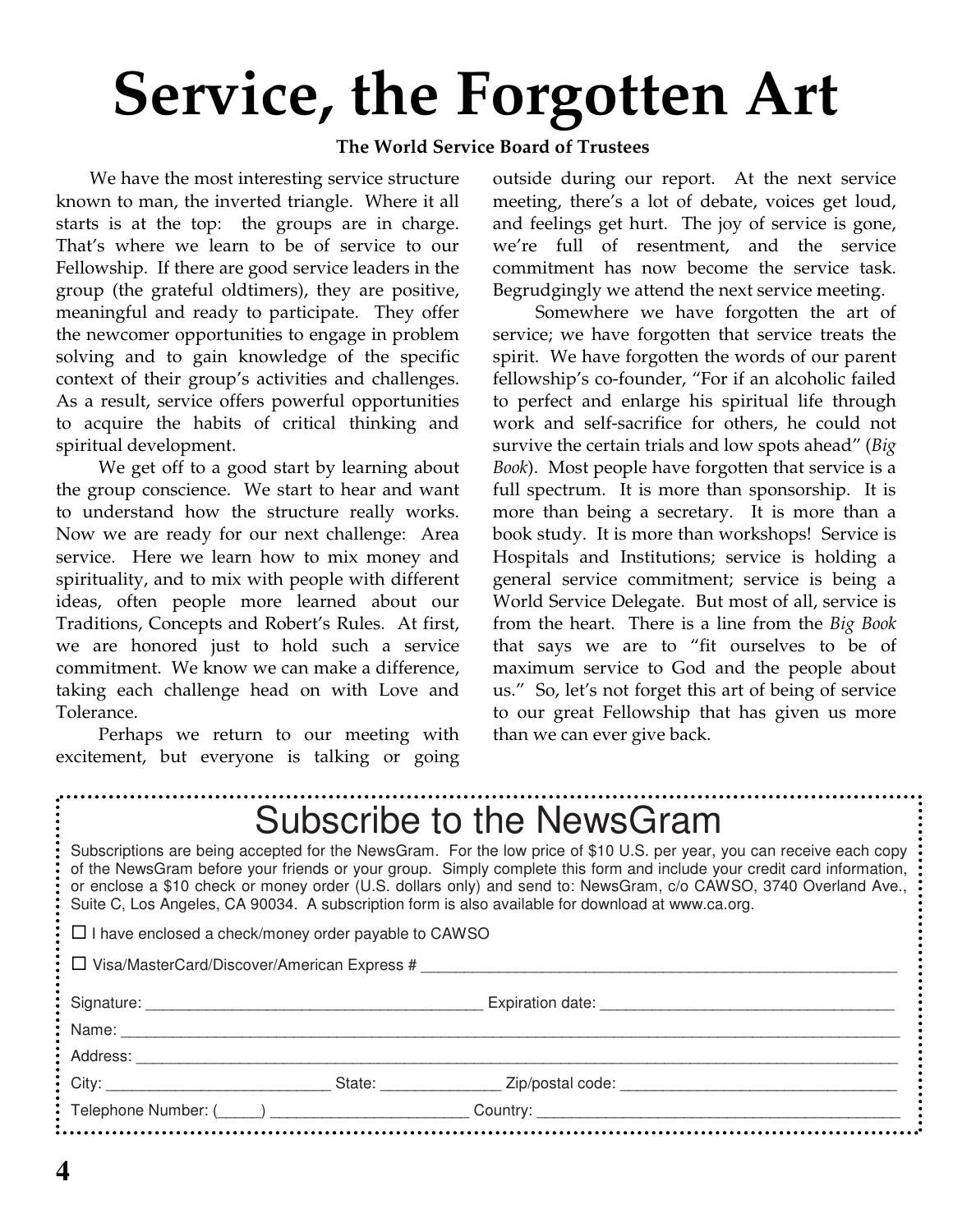# Service, the Forgotten Art

**The World Service Board of Trustees**

We have the most interesting service structure known to man, the inverted triangle. Where it all starts is at the top: the groups are in charge. That's where we learn to be of service to our Fellowship. If there are good service leaders in the group (the grateful oldtimers), they are positive, meaningful and ready to participate. They offer the newcomer opportunities to engage in problem solving and to gain knowledge of the specific context of their group's activities and challenges. As a result, service offers powerful opportunities to acquire the habits of critical thinking and spiritual development.

We get off to a good start by learning about the group conscience. We start to hear and want to understand how the structure really works. Now we are ready for our next challenge: Area service. Here we learn how to mix money and spirituality, and to mix with people with different ideas, often people more learned about our Traditions, Concepts and Robert's Rules. At first, we are honored just to hold such a service commitment. We know we can make a difference, taking each challenge head on with Love and Tolerance.

Perhaps we return to our meeting with excitement, but everyone is talking or going outside during our report. At the next service meeting, there's a lot of debate, voices get loud, and feelings get hurt. The joy of service is gone, we're full of resentment, and the service commitment has now become the service task. Begrudgingly we attend the next service meeting.

Somewhere we have forgotten the art of service; we have forgotten that service treats the spirit. We have forgotten the words of our parent fellowship's co-founder, "For if an alcoholic failed to perfect and enlarge his spiritual life through work and self-sacrifice for others, he could not survive the certain trials and low spots ahead" (*Big Book*). Most people have forgotten that service is a full spectrum. It is more than sponsorship. It is more than being a secretary. It is more than a book study. It is more than workshops! Service is Hospitals and Institutions; service is holding a general service commitment; service is being a World Service Delegate. But most of all, service is from the heart. There is a line from the *Big Book* that says we are to "fit ourselves to be of maximum service to God and the people about us." So, let's not forget this art of being of service to our great Fellowship that has given us more than we can ever give back.

## Subscribe to the NewsGram

Subscriptions are being accepted for the NewsGram. For the low price of $10 U.S. per year, you can receive each copy of the NewsGram before your friends or your group. Simply complete this form and include your credit card information, or enclose a $10 check or money order (U.S. dollars only) and send to: NewsGram, c/o CAWSO, 3740 Overland Ave., Suite C, Los Angeles, CA 90034. A subscription form is also available for download at www.ca.org.

☐ I have enclosed a check/money order payable to CAWSO

☐ Visa/MasterCard/Discover/American Express # ______________________________

Signature: ______________________ Expiration date: ______________________

Name: ______________________________________________

Address: ______________________________________________

City: ______________ State: __________ Zip/postal code: ______________________

Telephone Number: (_____) ______________________ Country: ______________________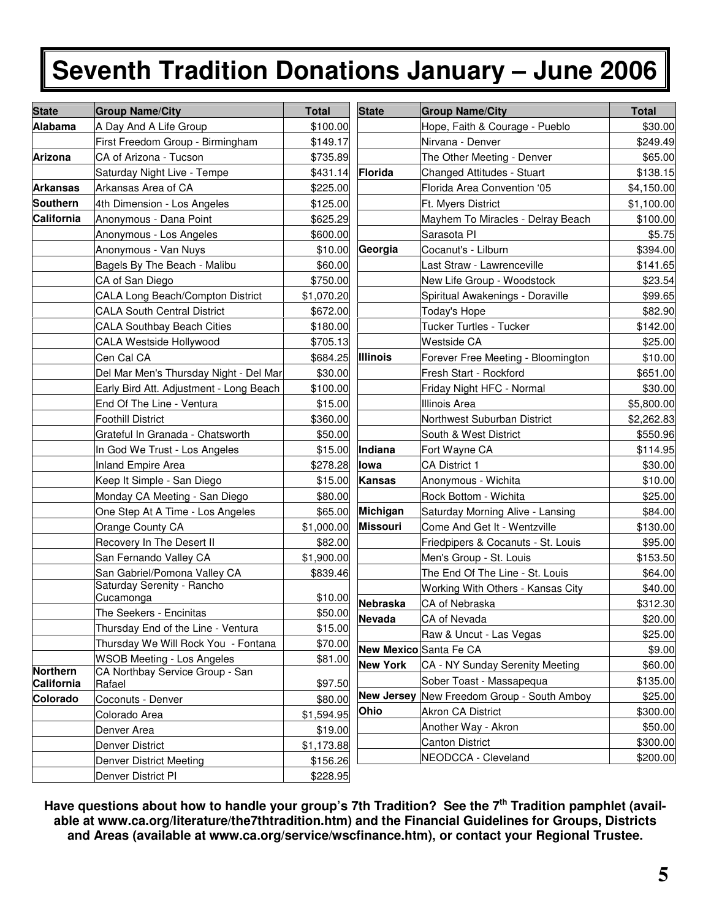# Seventh Tradition Donations January – June 2006

| State | Group Name/City | Total |
|---|---|---|
| Alabama | A Day And A Life Group | $100.00 |
| | First Freedom Group - Birmingham | $149.17 |
| Arizona | CA of Arizona - Tucson | $735.89 |
| | Saturday Night Live - Tempe | $431.14 |
| Arkansas | Arkansas Area of CA | $225.00 |
| Southern California | 4th Dimension - Los Angeles | $125.00 |
| | Anonymous - Dana Point | $625.29 |
| | Anonymous - Los Angeles | $600.00 |
| | Anonymous - Van Nuys | $10.00 |
| | Bagels By The Beach - Malibu | $60.00 |
| | CA of San Diego | $750.00 |
| | CALA Long Beach/Compton District | $1,070.20 |
| | CALA South Central District | $672.00 |
| | CALA Southbay Beach Cities | $180.00 |
| | CALA Westside Hollywood | $705.13 |
| | Cen Cal CA | $684.25 |
| | Del Mar Men's Thursday Night - Del Mar | $30.00 |
| | Early Bird Att. Adjustment - Long Beach | $100.00 |
| | End Of The Line - Ventura | $15.00 |
| | Foothill District | $360.00 |
| | Grateful In Granada - Chatsworth | $50.00 |
| | In God We Trust - Los Angeles | $15.00 |
| | Inland Empire Area | $278.28 |
| | Keep It Simple - San Diego | $15.00 |
| | Monday CA Meeting - San Diego | $80.00 |
| | One Step At A Time - Los Angeles | $65.00 |
| | Orange County CA | $1,000.00 |
| | Recovery In The Desert II | $82.00 |
| | San Fernando Valley CA | $1,900.00 |
| | San Gabriel/Pomona Valley CA | $839.46 |
| | Saturday Serenity - Rancho Cucamonga | $10.00 |
| | The Seekers - Encinitas | $50.00 |
| | Thursday End of the Line - Ventura | $15.00 |
| | Thursday We Will Rock You - Fontana | $70.00 |
| | WSOB Meeting - Los Angeles | $81.00 |
| Northern California | CA Northbay Service Group - San Rafael | $97.50 |
| Colorado | Coconuts - Denver | $80.00 |
| | Colorado Area | $1,594.95 |
| | Denver Area | $19.00 |
| | Denver District | $1,173.88 |
| | Denver District Meeting | $156.26 |
| | Denver District PI | $228.95 |
| | Hope, Faith & Courage - Pueblo | $30.00 |
| | Nirvana - Denver | $249.49 |
| | The Other Meeting - Denver | $65.00 |
| Florida | Changed Attitudes - Stuart | $138.15 |
| | Florida Area Convention '05 | $4,150.00 |
| | Ft. Myers District | $1,100.00 |
| | Mayhem To Miracles - Delray Beach | $100.00 |
| | Sarasota PI | $5.75 |
| Georgia | Cocanut's - Lilburn | $394.00 |
| | Last Straw - Lawrenceville | $141.65 |
| | New Life Group - Woodstock | $23.54 |
| | Spiritual Awakenings - Doraville | $99.65 |
| | Today's Hope | $82.90 |
| | Tucker Turtles - Tucker | $142.00 |
| | Westside CA | $25.00 |
| Illinois | Forever Free Meeting - Bloomington | $10.00 |
| | Fresh Start - Rockford | $651.00 |
| | Friday Night HFC - Normal | $30.00 |
| | Illinois Area | $5,800.00 |
| | Northwest Suburban District | $2,262.83 |
| | South & West District | $550.96 |
| Indiana | Fort Wayne CA | $114.95 |
| Iowa | CA District 1 | $30.00 |
| Kansas | Anonymous - Wichita | $10.00 |
| | Rock Bottom - Wichita | $25.00 |
| Michigan | Saturday Morning Alive - Lansing | $84.00 |
| Missouri | Come And Get It - Wentzville | $130.00 |
| | Friedpipers & Cocanuts - St. Louis | $95.00 |
| | Men's Group - St. Louis | $153.50 |
| | The End Of The Line - St. Louis | $64.00 |
| | Working With Others - Kansas City | $40.00 |
| Nebraska | CA of Nebraska | $312.30 |
| Nevada | CA of Nevada | $20.00 |
| | Raw & Uncut - Las Vegas | $25.00 |
| New Mexico | Santa Fe CA | $9.00 |
| New York | CA - NY Sunday Serenity Meeting | $60.00 |
| | Sober Toast - Massapequa | $135.00 |
| New Jersey | New Freedom Group - South Amboy | $25.00 |
| Ohio | Akron CA District | $300.00 |
| | Another Way - Akron | $50.00 |
| | Canton District | $300.00 |
| | NEODCCA - Cleveland | $200.00 |

**Have questions about how to handle your group's 7th Tradition? See the 7th Tradition pamphlet (available at www.ca.org/literature/the7thtradition.htm) and the Financial Guidelines for Groups, Districts and Areas (available at www.ca.org/service/wscfinance.htm), or contact your Regional Trustee.**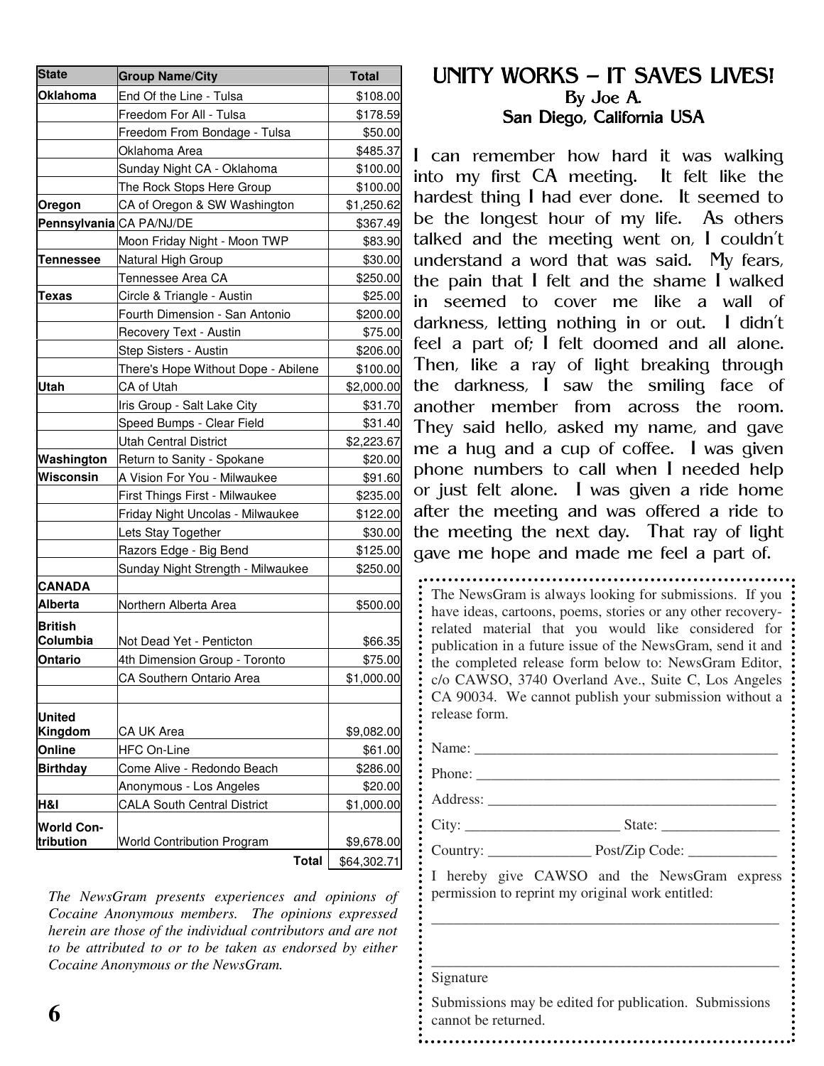| State | Group Name/City | Total |
|---|---|---|
| Oklahoma | End Of the Line - Tulsa | $108.00 |
| | Freedom For All - Tulsa | $178.59 |
| | Freedom From Bondage - Tulsa | $50.00 |
| | Oklahoma Area | $485.37 |
| | Sunday Night CA - Oklahoma | $100.00 |
| | The Rock Stops Here Group | $100.00 |
| Oregon | CA of Oregon & SW Washington | $1,250.62 |
| Pennsylvania | CA PA/NJ/DE | $367.49 |
| | Moon Friday Night - Moon TWP | $83.90 |
| Tennessee | Natural High Group | $30.00 |
| | Tennessee Area CA | $250.00 |
| Texas | Circle & Triangle - Austin | $25.00 |
| | Fourth Dimension - San Antonio | $200.00 |
| | Recovery Text - Austin | $75.00 |
| | Step Sisters - Austin | $206.00 |
| | There's Hope Without Dope - Abilene | $100.00 |
| Utah | CA of Utah | $2,000.00 |
| | Iris Group - Salt Lake City | $31.70 |
| | Speed Bumps - Clear Field | $31.40 |
| | Utah Central District | $2,223.67 |
| Washington | Return to Sanity - Spokane | $20.00 |
| Wisconsin | A Vision For You - Milwaukee | $91.60 |
| | First Things First - Milwaukee | $235.00 |
| | Friday Night Uncolas - Milwaukee | $122.00 |
| | Lets Stay Together | $30.00 |
| | Razors Edge - Big Bend | $125.00 |
| | Sunday Night Strength - Milwaukee | $250.00 |
| CANADA | | |
| Alberta | Northern Alberta Area | $500.00 |
| British Columbia | Not Dead Yet - Penticton | $66.35 |
| Ontario | 4th Dimension Group - Toronto | $75.00 |
| | CA Southern Ontario Area | $1,000.00 |
| | | |
| United Kingdom | CA UK Area | $9,082.00 |
| Online | HFC On-Line | $61.00 |
| Birthday | Come Alive - Redondo Beach | $286.00 |
| | Anonymous - Los Angeles | $20.00 |
| H&I | CALA South Central District | $1,000.00 |
| World Contribution | World Contribution Program | $9,678.00 |
| | **Total** | $64,302.71 |

*The NewsGram presents experiences and opinions of Cocaine Anonymous members. The opinions expressed herein are those of the individual contributors and are not to be attributed to or to be taken as endorsed by either Cocaine Anonymous or the NewsGram.*

# UNITY WORKS – IT SAVES LIVES!

By Joe A.
San Diego, California USA

I can remember how hard it was walking into my first CA meeting. It felt like the hardest thing I had ever done. It seemed to be the longest hour of my life. As others talked and the meeting went on, I couldn't understand a word that was said. My fears, the pain that I felt and the shame I walked in seemed to cover me like a wall of darkness, letting nothing in or out. I didn't feel a part of; I felt doomed and all alone. Then, like a ray of light breaking through the darkness, I saw the smiling face of another member from across the room. They said hello, asked my name, and gave me a hug and a cup of coffee. I was given phone numbers to call when I needed help or just felt alone. I was given a ride home after the meeting and was offered a ride to the meeting the next day. That ray of light gave me hope and made me feel a part of.

The NewsGram is always looking for submissions. If you have ideas, cartoons, poems, stories or any other recovery-related material that you would like considered for publication in a future issue of the NewsGram, send it and the completed release form below to: NewsGram Editor, c/o CAWSO, 3740 Overland Ave., Suite C, Los Angeles CA 90034. We cannot publish your submission without a release form.

Name: ___________________________________________

Phone: ___________________________________________

Address: _________________________________________

City: _____________________ State: ________________

Country: ______________ Post/Zip Code: ____________

I hereby give CAWSO and the NewsGram express permission to reprint my original work entitled:

_________________________________________________

_________________________________________________

Signature

Submissions may be edited for publication. Submissions cannot be returned.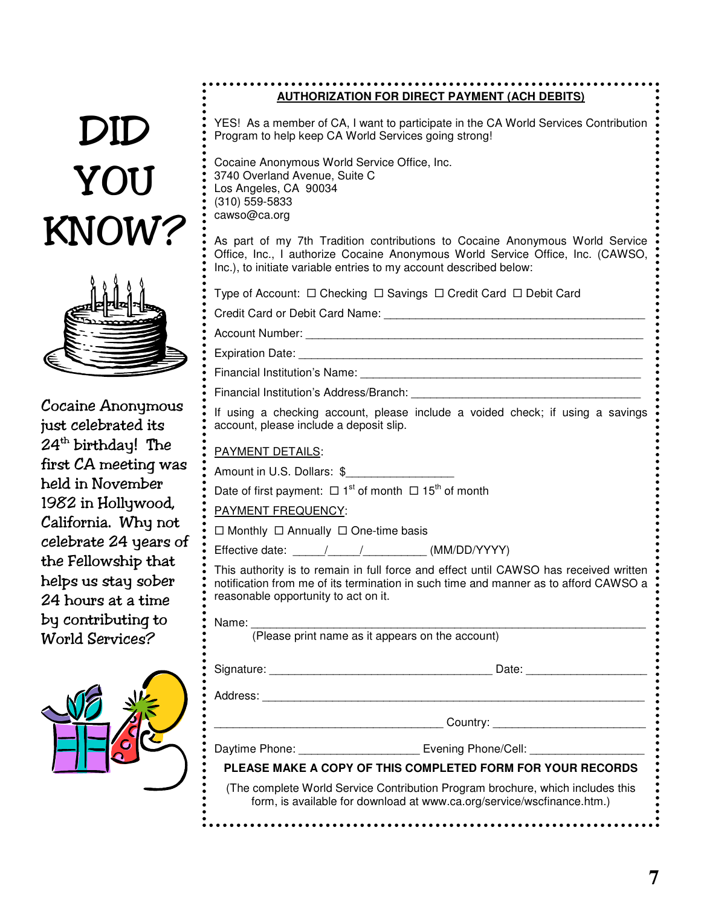# DID YOU KNOW?

Cocaine Anonymous just celebrated its 24th birthday! The first CA meeting was held in November 1982 in Hollywood, California. Why not celebrate 24 years of the Fellowship that helps us stay sober 24 hours at a time by contributing to World Services?

## AUTHORIZATION FOR DIRECT PAYMENT (ACH DEBITS)

YES! As a member of CA, I want to participate in the CA World Services Contribution Program to help keep CA World Services going strong!

Cocaine Anonymous World Service Office, Inc.
3740 Overland Avenue, Suite C
Los Angeles, CA 90034
(310) 559-5833
cawso@ca.org

As part of my 7th Tradition contributions to Cocaine Anonymous World Service Office, Inc., I authorize Cocaine Anonymous World Service Office, Inc. (CAWSO, Inc.), to initiate variable entries to my account described below:

Type of Account: ☐ Checking ☐ Savings ☐ Credit Card ☐ Debit Card

Credit Card or Debit Card Name: ________________________________________

Account Number: ________________________________________

Expiration Date: ________________________________________

Financial Institution's Name: ________________________________________

Financial Institution's Address/Branch: ________________________________________

If using a checking account, please include a voided check; if using a savings account, please include a deposit slip.

PAYMENT DETAILS:

Amount in U.S. Dollars: $________________

Date of first payment: ☐ 1st of month ☐ 15th of month

PAYMENT FREQUENCY:

☐ Monthly ☐ Annually ☐ One-time basis

Effective date: _____/_____/__________ (MM/DD/YYYY)

This authority is to remain in full force and effect until CAWSO has received written notification from me of its termination in such time and manner as to afford CAWSO a reasonable opportunity to act on it.

Name: ________________________________________
(Please print name as it appears on the account)

Signature: ______________________________ Date: __________________

Address: ________________________________________

______________________________ Country: ________________________

Daytime Phone: __________________ Evening Phone/Cell: __________________

**PLEASE MAKE A COPY OF THIS COMPLETED FORM FOR YOUR RECORDS**

(The complete World Service Contribution Program brochure, which includes this form, is available for download at www.ca.org/service/wscfinance.htm.)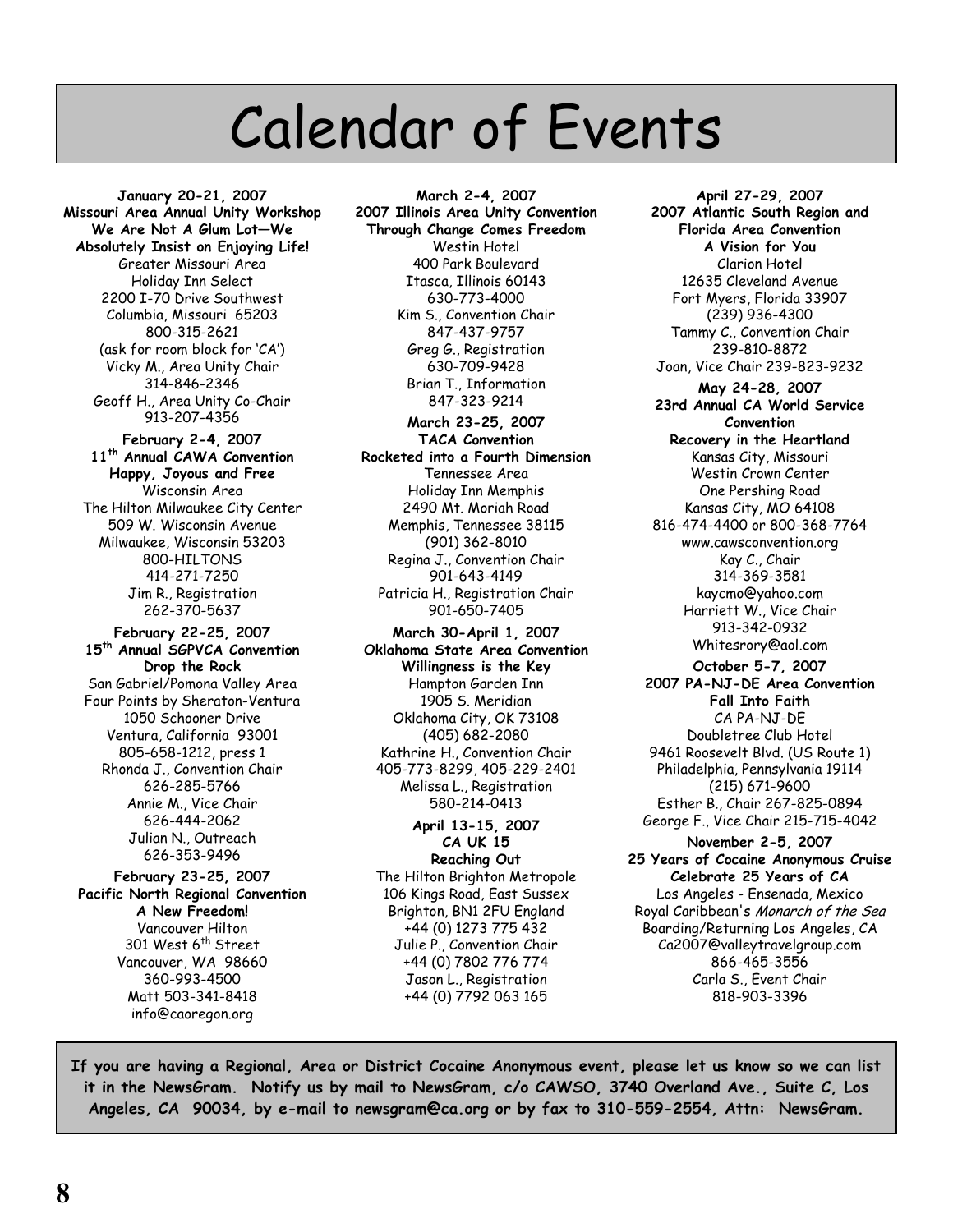# Calendar of Events

**January 20-21, 2007**
**Missouri Area Annual Unity Workshop**
**We Are Not A Glum Lot—We Absolutely Insist on Enjoying Life!**
Greater Missouri Area
Holiday Inn Select
2200 I-70 Drive Southwest
Columbia, Missouri 65203
800-315-2621
(ask for room block for 'CA')
Vicky M., Area Unity Chair
314-846-2346
Geoff H., Area Unity Co-Chair
913-207-4356

**February 2-4, 2007**
**11th Annual CAWA Convention**
**Happy, Joyous and Free**
Wisconsin Area
The Hilton Milwaukee City Center
509 W. Wisconsin Avenue
Milwaukee, Wisconsin 53203
800-HILTONS
414-271-7250
Jim R., Registration
262-370-5637

**February 22-25, 2007**
**15th Annual SGPVCA Convention**
**Drop the Rock**
San Gabriel/Pomona Valley Area
Four Points by Sheraton-Ventura
1050 Schooner Drive
Ventura, California 93001
805-658-1212, press 1
Rhonda J., Convention Chair
626-285-5766
Annie M., Vice Chair
626-444-2062
Julian N., Outreach
626-353-9496

**February 23-25, 2007**
**Pacific North Regional Convention**
**A New Freedom!**
Vancouver Hilton
301 West 6th Street
Vancouver, WA 98660
360-993-4500
Matt 503-341-8418
info@caoregon.org

**March 2-4, 2007**
**2007 Illinois Area Unity Convention**
**Through Change Comes Freedom**
Westin Hotel
400 Park Boulevard
Itasca, Illinois 60143
630-773-4000
Kim S., Convention Chair
847-437-9757
Greg G., Registration
630-709-9428
Brian T., Information
847-323-9214

**March 23-25, 2007**
**TACA Convention**
**Rocketed into a Fourth Dimension**
Tennessee Area
Holiday Inn Memphis
2490 Mt. Moriah Road
Memphis, Tennessee 38115
(901) 362-8010
Regina J., Convention Chair
901-643-4149
Patricia H., Registration Chair
901-650-7405

**March 30-April 1, 2007**
**Oklahoma State Area Convention**
**Willingness is the Key**
Hampton Garden Inn
1905 S. Meridian
Oklahoma City, OK 73108
(405) 682-2080
Kathrine H., Convention Chair
405-773-8299, 405-229-2401
Melissa L., Registration
580-214-0413

**April 13-15, 2007**
**CA UK 15**
**Reaching Out**
The Hilton Brighton Metropole
106 Kings Road, East Sussex
Brighton, BN1 2FU England
+44 (0) 1273 775 432
Julie P., Convention Chair
+44 (0) 7802 776 774
Jason L., Registration
+44 (0) 7792 063 165

**April 27-29, 2007**
**2007 Atlantic South Region and Florida Area Convention**
**A Vision for You**
Clarion Hotel
12635 Cleveland Avenue
Fort Myers, Florida 33907
(239) 936-4300
Tammy C., Convention Chair
239-810-8872
Joan, Vice Chair 239-823-9232

**May 24-28, 2007**
**23rd Annual CA World Service Convention**
**Recovery in the Heartland**
Kansas City, Missouri
Westin Crown Center
One Pershing Road
Kansas City, MO 64108
816-474-4400 or 800-368-7764
www.cawsconvention.org
Kay C., Chair
314-369-3581
kaycmo@yahoo.com
Harriett W., Vice Chair
913-342-0932
Whitesrory@aol.com

**October 5-7, 2007**
**2007 PA-NJ-DE Area Convention**
**Fall Into Faith**
CA PA-NJ-DE
Doubletree Club Hotel
9461 Roosevelt Blvd. (US Route 1)
Philadelphia, Pennsylvania 19114
(215) 671-9600
Esther B., Chair 267-825-0894
George F., Vice Chair 215-715-4042

**November 2-5, 2007**
**25 Years of Cocaine Anonymous Cruise**
**Celebrate 25 Years of CA**
Los Angeles - Ensenada, Mexico
Royal Caribbean's *Monarch of the Sea*
Boarding/Returning Los Angeles, CA
Ca2007@valleytravelgroup.com
866-465-3556
Carla S., Event Chair
818-903-3396

**If you are having a Regional, Area or District Cocaine Anonymous event, please let us know so we can list it in the NewsGram. Notify us by mail to NewsGram, c/o CAWSO, 3740 Overland Ave., Suite C, Los Angeles, CA 90034, by e-mail to newsgram@ca.org or by fax to 310-559-2554, Attn: NewsGram.**